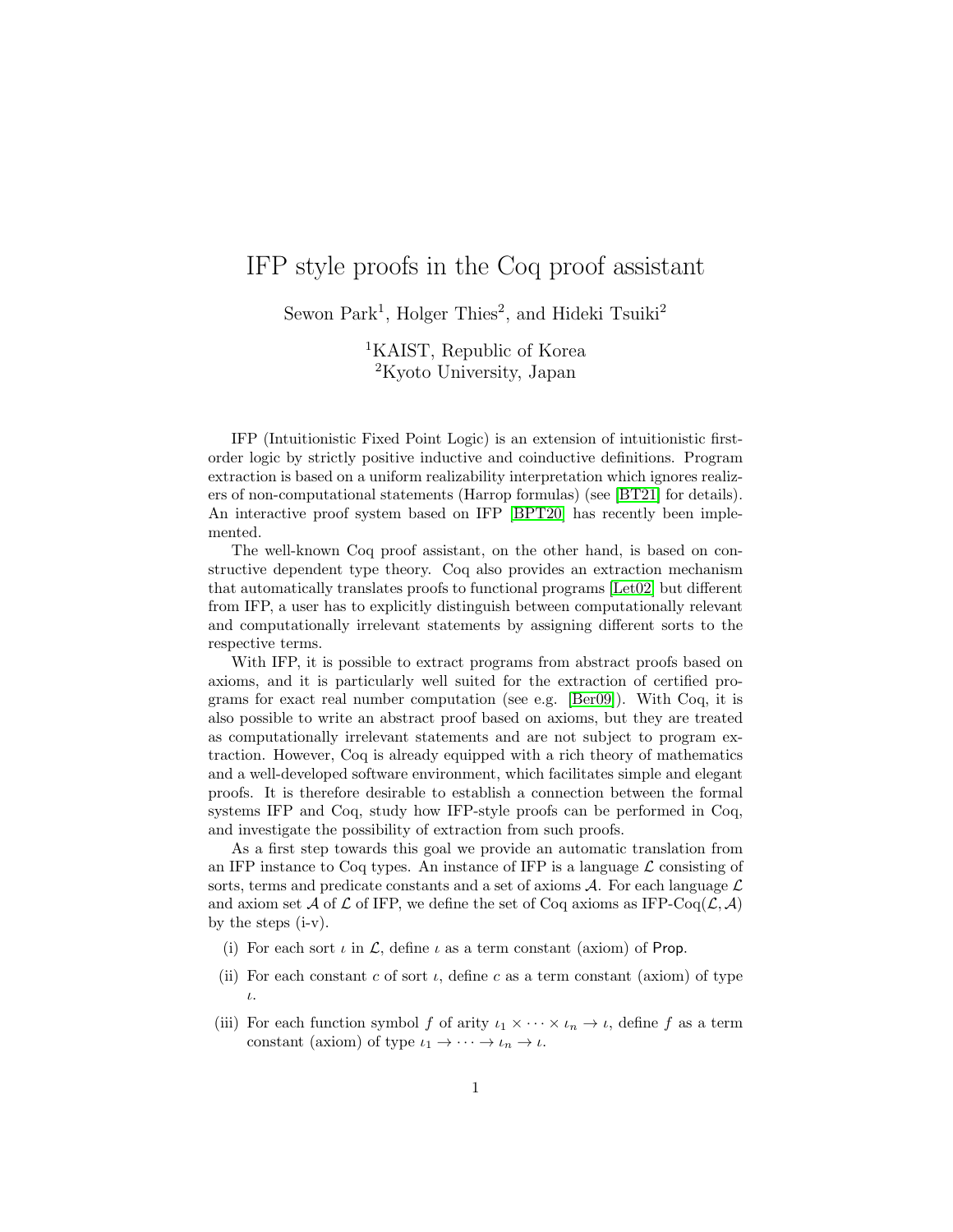# IFP style proofs in the Coq proof assistant

Sewon Park[1], Holger Thies[2], and Hideki Tsuiki[2]

[1]KAIST, Republic of Korea
[2]Kyoto University, Japan

IFP (Intuitionistic Fixed Point Logic) is an extension of intuitionistic first-order logic by strictly positive inductive and coinductive definitions. Program extraction is based on a uniform realizability interpretation which ignores realizers of non-computational statements (Harrop formulas) (see [BT21] for details). An interactive proof system based on IFP [BPT20] has recently been implemented.

The well-known Coq proof assistant, on the other hand, is based on constructive dependent type theory. Coq also provides an extraction mechanism that automatically translates proofs to functional programs [Let02] but different from IFP, a user has to explicitly distinguish between computationally relevant and computationally irrelevant statements by assigning different sorts to the respective terms.

With IFP, it is possible to extract programs from abstract proofs based on axioms, and it is particularly well suited for the extraction of certified programs for exact real number computation (see e.g. [Ber09]). With Coq, it is also possible to write an abstract proof based on axioms, but they are treated as computationally irrelevant statements and are not subject to program extraction. However, Coq is already equipped with a rich theory of mathematics and a well-developed software environment, which facilitates simple and elegant proofs. It is therefore desirable to establish a connection between the formal systems IFP and Coq, study how IFP-style proofs can be performed in Coq, and investigate the possibility of extraction from such proofs.

As a first step towards this goal we provide an automatic translation from an IFP instance to Coq types. An instance of IFP is a language $\mathcal{L}$ consisting of sorts, terms and predicate constants and a set of axioms $\mathcal{A}$. For each language $\mathcal{L}$ and axiom set $\mathcal{A}$ of $\mathcal{L}$ of IFP, we define the set of Coq axioms as IFP-Coq($\mathcal{L}, \mathcal{A}$) by the steps (i-v).

(i) For each sort $\iota$ in $\mathcal{L}$, define $\iota$ as a term constant (axiom) of Prop.

(ii) For each constant $c$ of sort $\iota$, define $c$ as a term constant (axiom) of type $\iota$.

(iii) For each function symbol $f$ of arity $\iota_1 \times \cdots \times \iota_n \to \iota$, define $f$ as a term constant (axiom) of type $\iota_1 \to \cdots \to \iota_n \to \iota$.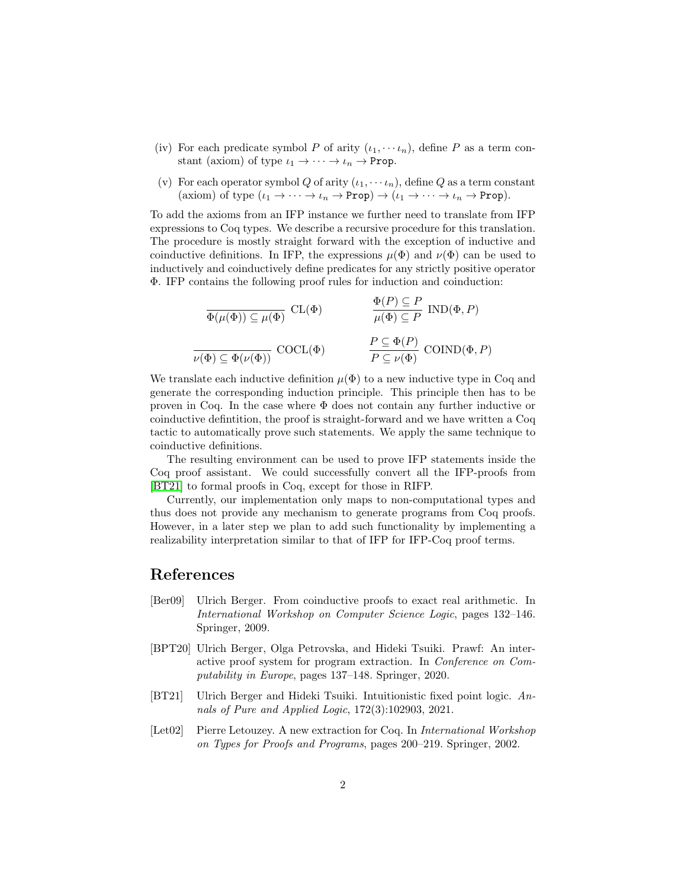(iv) For each predicate symbol $P$ of arity $(\iota_1, \cdots \iota_n)$, define $P$ as a term constant (axiom) of type $\iota_1 \to \cdots \to \iota_n \to \texttt{Prop}$.

(v) For each operator symbol $Q$ of arity $(\iota_1, \cdots \iota_n)$, define $Q$ as a term constant (axiom) of type $(\iota_1 \to \cdots \to \iota_n \to \texttt{Prop}) \to (\iota_1 \to \cdots \to \iota_n \to \texttt{Prop})$.

To add the axioms from an IFP instance we further need to translate from IFP expressions to Coq types. We describe a recursive procedure for this translation. The procedure is mostly straight forward with the exception of inductive and coinductive definitions. In IFP, the expressions $\mu(\Phi)$ and $\nu(\Phi)$ can be used to inductively and coinductively define predicates for any strictly positive operator $\Phi$. IFP contains the following proof rules for induction and coinduction:

$$\frac{}{\Phi(\mu(\Phi)) \subseteq \mu(\Phi)}\ \mathrm{CL}(\Phi) \qquad\qquad \frac{\Phi(P) \subseteq P}{\mu(\Phi) \subseteq P}\ \mathrm{IND}(\Phi, P)$$

$$\frac{}{\nu(\Phi) \subseteq \Phi(\nu(\Phi))}\ \mathrm{COCL}(\Phi) \qquad\qquad \frac{P \subseteq \Phi(P)}{P \subseteq \nu(\Phi)}\ \mathrm{COIND}(\Phi, P)$$

We translate each inductive definition $\mu(\Phi)$ to a new inductive type in Coq and generate the corresponding induction principle. This principle then has to be proven in Coq. In the case where $\Phi$ does not contain any further inductive or coinductive defintition, the proof is straight-forward and we have written a Coq tactic to automatically prove such statements. We apply the same technique to coinductive definitions.

The resulting environment can be used to prove IFP statements inside the Coq proof assistant. We could successfully convert all the IFP-proofs from [BT21] to formal proofs in Coq, except for those in RIFP.

Currently, our implementation only maps to non-computational types and thus does not provide any mechanism to generate programs from Coq proofs. However, in a later step we plan to add such functionality by implementing a realizability interpretation similar to that of IFP for IFP-Coq proof terms.

## References

[Ber09] Ulrich Berger. From coinductive proofs to exact real arithmetic. In *International Workshop on Computer Science Logic*, pages 132–146. Springer, 2009.

[BPT20] Ulrich Berger, Olga Petrovska, and Hideki Tsuiki. Prawf: An interactive proof system for program extraction. In *Conference on Computability in Europe*, pages 137–148. Springer, 2020.

[BT21] Ulrich Berger and Hideki Tsuiki. Intuitionistic fixed point logic. *Annals of Pure and Applied Logic*, 172(3):102903, 2021.

[Let02] Pierre Letouzey. A new extraction for Coq. In *International Workshop on Types for Proofs and Programs*, pages 200–219. Springer, 2002.